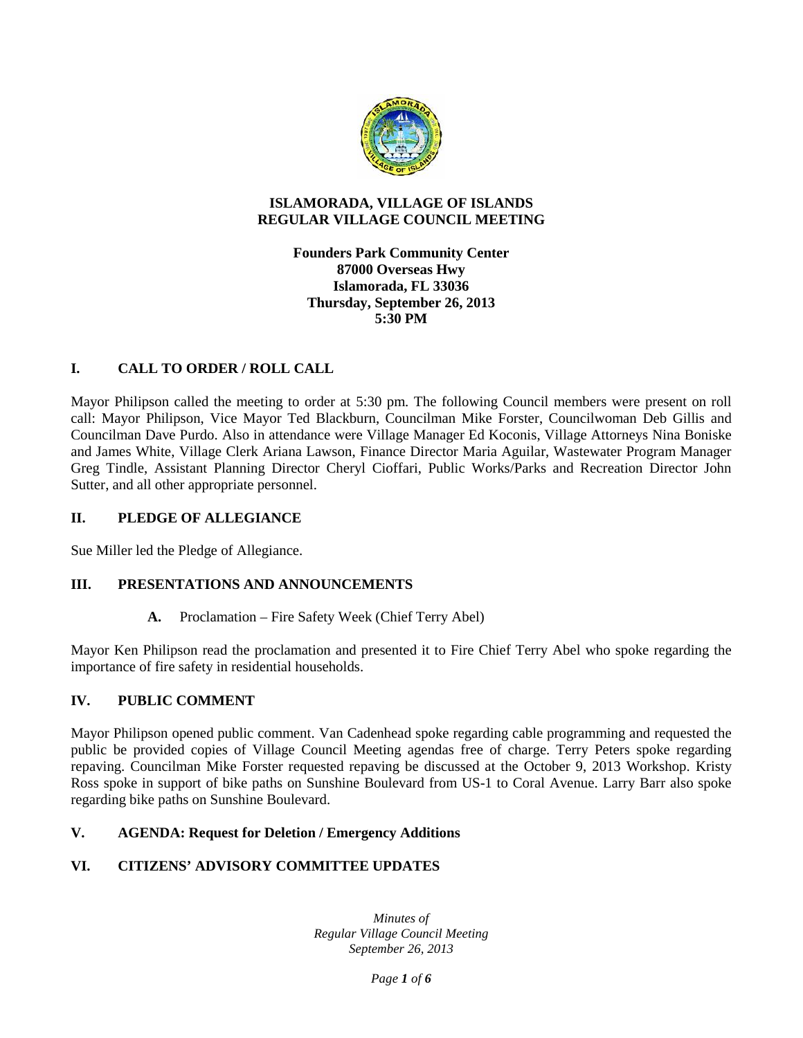# ISLAMORADA, VILLAGE OF ISLANDS
# REGULAR VILLAGE COUNCIL MEETING

**Founders Park Community Center**
**87000 Overseas Hwy**
**Islamorada, FL 33036**
**Thursday, September 26, 2013**
**5:30 PM**

## I. CALL TO ORDER / ROLL CALL

Mayor Philipson called the meeting to order at 5:30 pm. The following Council members were present on roll call: Mayor Philipson, Vice Mayor Ted Blackburn, Councilman Mike Forster, Councilwoman Deb Gillis and Councilman Dave Purdo. Also in attendance were Village Manager Ed Koconis, Village Attorneys Nina Boniske and James White, Village Clerk Ariana Lawson, Finance Director Maria Aguilar, Wastewater Program Manager Greg Tindle, Assistant Planning Director Cheryl Cioffari, Public Works/Parks and Recreation Director John Sutter, and all other appropriate personnel.

## II. PLEDGE OF ALLEGIANCE

Sue Miller led the Pledge of Allegiance.

## III. PRESENTATIONS AND ANNOUNCEMENTS

**A.** Proclamation – Fire Safety Week (Chief Terry Abel)

Mayor Ken Philipson read the proclamation and presented it to Fire Chief Terry Abel who spoke regarding the importance of fire safety in residential households.

## IV. PUBLIC COMMENT

Mayor Philipson opened public comment. Van Cadenhead spoke regarding cable programming and requested the public be provided copies of Village Council Meeting agendas free of charge. Terry Peters spoke regarding repaving. Councilman Mike Forster requested repaving be discussed at the October 9, 2013 Workshop. Kristy Ross spoke in support of bike paths on Sunshine Boulevard from US-1 to Coral Avenue. Larry Barr also spoke regarding bike paths on Sunshine Boulevard.

## V. AGENDA: Request for Deletion / Emergency Additions

## VI. CITIZENS' ADVISORY COMMITTEE UPDATES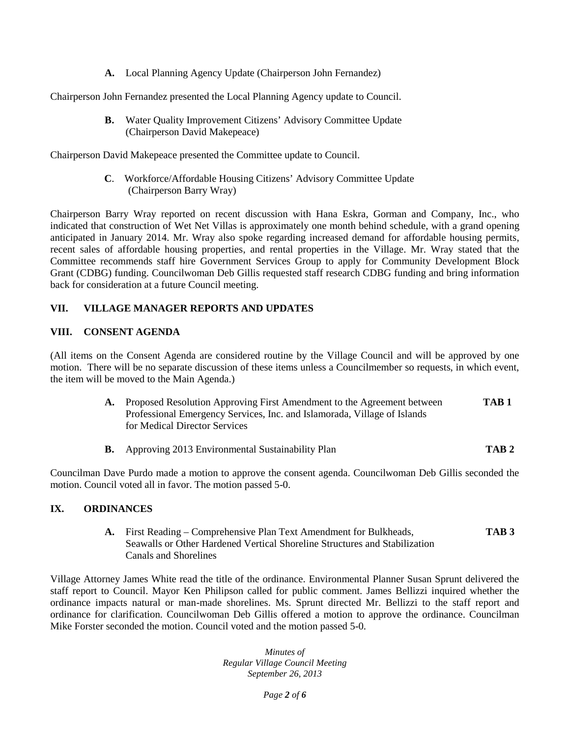**A.** Local Planning Agency Update (Chairperson John Fernandez)

Chairperson John Fernandez presented the Local Planning Agency update to Council.

**B.** Water Quality Improvement Citizens' Advisory Committee Update (Chairperson David Makepeace)

Chairperson David Makepeace presented the Committee update to Council.

**C**. Workforce/Affordable Housing Citizens' Advisory Committee Update (Chairperson Barry Wray)

Chairperson Barry Wray reported on recent discussion with Hana Eskra, Gorman and Company, Inc., who indicated that construction of Wet Net Villas is approximately one month behind schedule, with a grand opening anticipated in January 2014. Mr. Wray also spoke regarding increased demand for affordable housing permits, recent sales of affordable housing properties, and rental properties in the Village. Mr. Wray stated that the Committee recommends staff hire Government Services Group to apply for Community Development Block Grant (CDBG) funding. Councilwoman Deb Gillis requested staff research CDBG funding and bring information back for consideration at a future Council meeting.

## VII. VILLAGE MANAGER REPORTS AND UPDATES

## VIII. CONSENT AGENDA

(All items on the Consent Agenda are considered routine by the Village Council and will be approved by one motion. There will be no separate discussion of these items unless a Councilmember so requests, in which event, the item will be moved to the Main Agenda.)

**A.** Proposed Resolution Approving First Amendment to the Agreement between Professional Emergency Services, Inc. and Islamorada, Village of Islands for Medical Director Services **TAB 1**

**B.** Approving 2013 Environmental Sustainability Plan **TAB 2**

Councilman Dave Purdo made a motion to approve the consent agenda. Councilwoman Deb Gillis seconded the motion. Council voted all in favor. The motion passed 5-0.

## IX. ORDINANCES

**A.** First Reading – Comprehensive Plan Text Amendment for Bulkheads, Seawalls or Other Hardened Vertical Shoreline Structures and Stabilization Canals and Shorelines **TAB 3**

Village Attorney James White read the title of the ordinance. Environmental Planner Susan Sprunt delivered the staff report to Council. Mayor Ken Philipson called for public comment. James Bellizzi inquired whether the ordinance impacts natural or man-made shorelines. Ms. Sprunt directed Mr. Bellizzi to the staff report and ordinance for clarification. Councilwoman Deb Gillis offered a motion to approve the ordinance. Councilman Mike Forster seconded the motion. Council voted and the motion passed 5-0.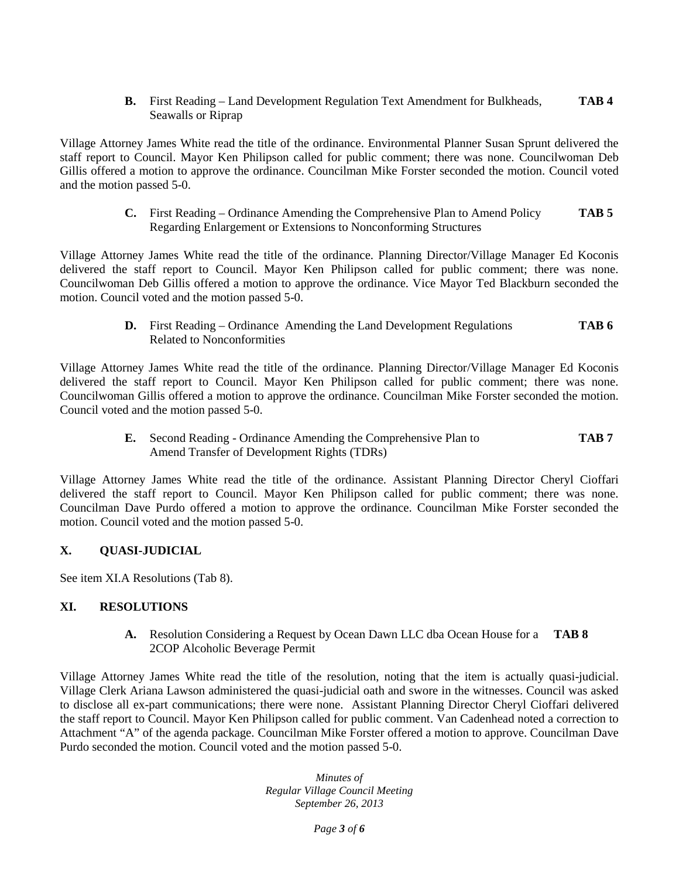**B.** First Reading – Land Development Regulation Text Amendment for Bulkheads, Seawalls or Riprap **TAB 4**

Village Attorney James White read the title of the ordinance. Environmental Planner Susan Sprunt delivered the staff report to Council. Mayor Ken Philipson called for public comment; there was none. Councilwoman Deb Gillis offered a motion to approve the ordinance. Councilman Mike Forster seconded the motion. Council voted and the motion passed 5-0.

**C.** First Reading – Ordinance Amending the Comprehensive Plan to Amend Policy Regarding Enlargement or Extensions to Nonconforming Structures **TAB 5**

Village Attorney James White read the title of the ordinance. Planning Director/Village Manager Ed Koconis delivered the staff report to Council. Mayor Ken Philipson called for public comment; there was none. Councilwoman Deb Gillis offered a motion to approve the ordinance. Vice Mayor Ted Blackburn seconded the motion. Council voted and the motion passed 5-0.

**D.** First Reading – Ordinance Amending the Land Development Regulations Related to Nonconformities **TAB 6**

Village Attorney James White read the title of the ordinance. Planning Director/Village Manager Ed Koconis delivered the staff report to Council. Mayor Ken Philipson called for public comment; there was none. Councilwoman Gillis offered a motion to approve the ordinance. Councilman Mike Forster seconded the motion. Council voted and the motion passed 5-0.

**E.** Second Reading - Ordinance Amending the Comprehensive Plan to Amend Transfer of Development Rights (TDRs) **TAB 7**

Village Attorney James White read the title of the ordinance. Assistant Planning Director Cheryl Cioffari delivered the staff report to Council. Mayor Ken Philipson called for public comment; there was none. Councilman Dave Purdo offered a motion to approve the ordinance. Councilman Mike Forster seconded the motion. Council voted and the motion passed 5-0.

## X. QUASI-JUDICIAL

See item XI.A Resolutions (Tab 8).

## XI. RESOLUTIONS

**A.** Resolution Considering a Request by Ocean Dawn LLC dba Ocean House for a 2COP Alcoholic Beverage Permit **TAB 8**

Village Attorney James White read the title of the resolution, noting that the item is actually quasi-judicial. Village Clerk Ariana Lawson administered the quasi-judicial oath and swore in the witnesses. Council was asked to disclose all ex-part communications; there were none. Assistant Planning Director Cheryl Cioffari delivered the staff report to Council. Mayor Ken Philipson called for public comment. Van Cadenhead noted a correction to Attachment "A" of the agenda package. Councilman Mike Forster offered a motion to approve. Councilman Dave Purdo seconded the motion. Council voted and the motion passed 5-0.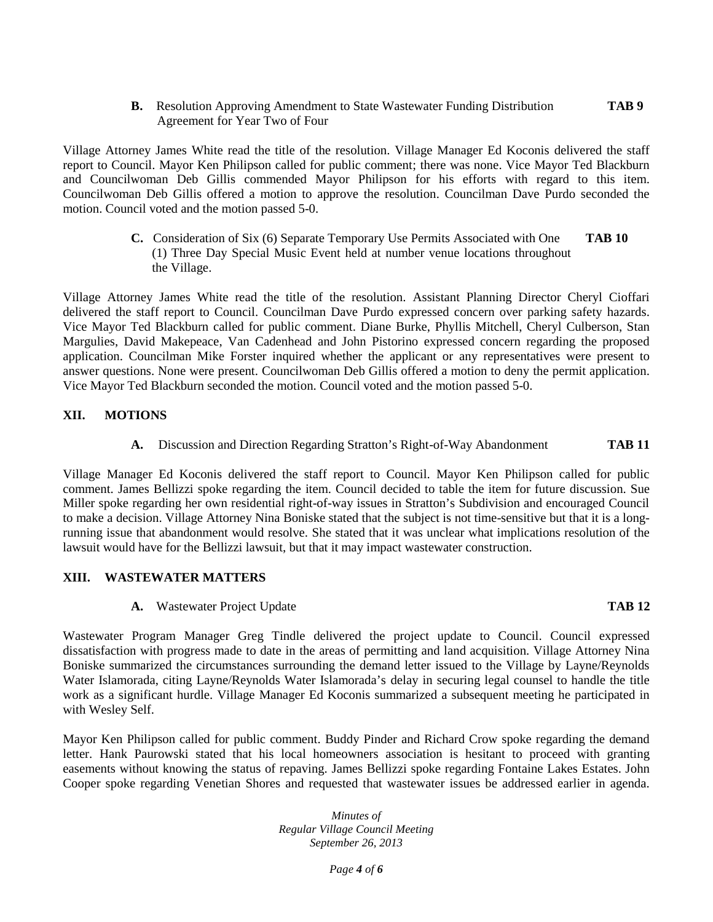**B.** Resolution Approving Amendment to State Wastewater Funding Distribution Agreement for Year Two of Four **TAB 9**

Village Attorney James White read the title of the resolution. Village Manager Ed Koconis delivered the staff report to Council. Mayor Ken Philipson called for public comment; there was none. Vice Mayor Ted Blackburn and Councilwoman Deb Gillis commended Mayor Philipson for his efforts with regard to this item. Councilwoman Deb Gillis offered a motion to approve the resolution. Councilman Dave Purdo seconded the motion. Council voted and the motion passed 5-0.

**C.** Consideration of Six (6) Separate Temporary Use Permits Associated with One (1) Three Day Special Music Event held at number venue locations throughout the Village. **TAB 10**

Village Attorney James White read the title of the resolution. Assistant Planning Director Cheryl Cioffari delivered the staff report to Council. Councilman Dave Purdo expressed concern over parking safety hazards. Vice Mayor Ted Blackburn called for public comment. Diane Burke, Phyllis Mitchell, Cheryl Culberson, Stan Margulies, David Makepeace, Van Cadenhead and John Pistorino expressed concern regarding the proposed application. Councilman Mike Forster inquired whether the applicant or any representatives were present to answer questions. None were present. Councilwoman Deb Gillis offered a motion to deny the permit application. Vice Mayor Ted Blackburn seconded the motion. Council voted and the motion passed 5-0.

## XII. MOTIONS

**A.** Discussion and Direction Regarding Stratton's Right-of-Way Abandonment **TAB 11**

Village Manager Ed Koconis delivered the staff report to Council. Mayor Ken Philipson called for public comment. James Bellizzi spoke regarding the item. Council decided to table the item for future discussion. Sue Miller spoke regarding her own residential right-of-way issues in Stratton's Subdivision and encouraged Council to make a decision. Village Attorney Nina Boniske stated that the subject is not time-sensitive but that it is a long-running issue that abandonment would resolve. She stated that it was unclear what implications resolution of the lawsuit would have for the Bellizzi lawsuit, but that it may impact wastewater construction.

## XIII. WASTEWATER MATTERS

**A.** Wastewater Project Update **TAB 12**

Wastewater Program Manager Greg Tindle delivered the project update to Council. Council expressed dissatisfaction with progress made to date in the areas of permitting and land acquisition. Village Attorney Nina Boniske summarized the circumstances surrounding the demand letter issued to the Village by Layne/Reynolds Water Islamorada, citing Layne/Reynolds Water Islamorada's delay in securing legal counsel to handle the title work as a significant hurdle. Village Manager Ed Koconis summarized a subsequent meeting he participated in with Wesley Self.

Mayor Ken Philipson called for public comment. Buddy Pinder and Richard Crow spoke regarding the demand letter. Hank Paurowski stated that his local homeowners association is hesitant to proceed with granting easements without knowing the status of repaving. James Bellizzi spoke regarding Fontaine Lakes Estates. John Cooper spoke regarding Venetian Shores and requested that wastewater issues be addressed earlier in agenda.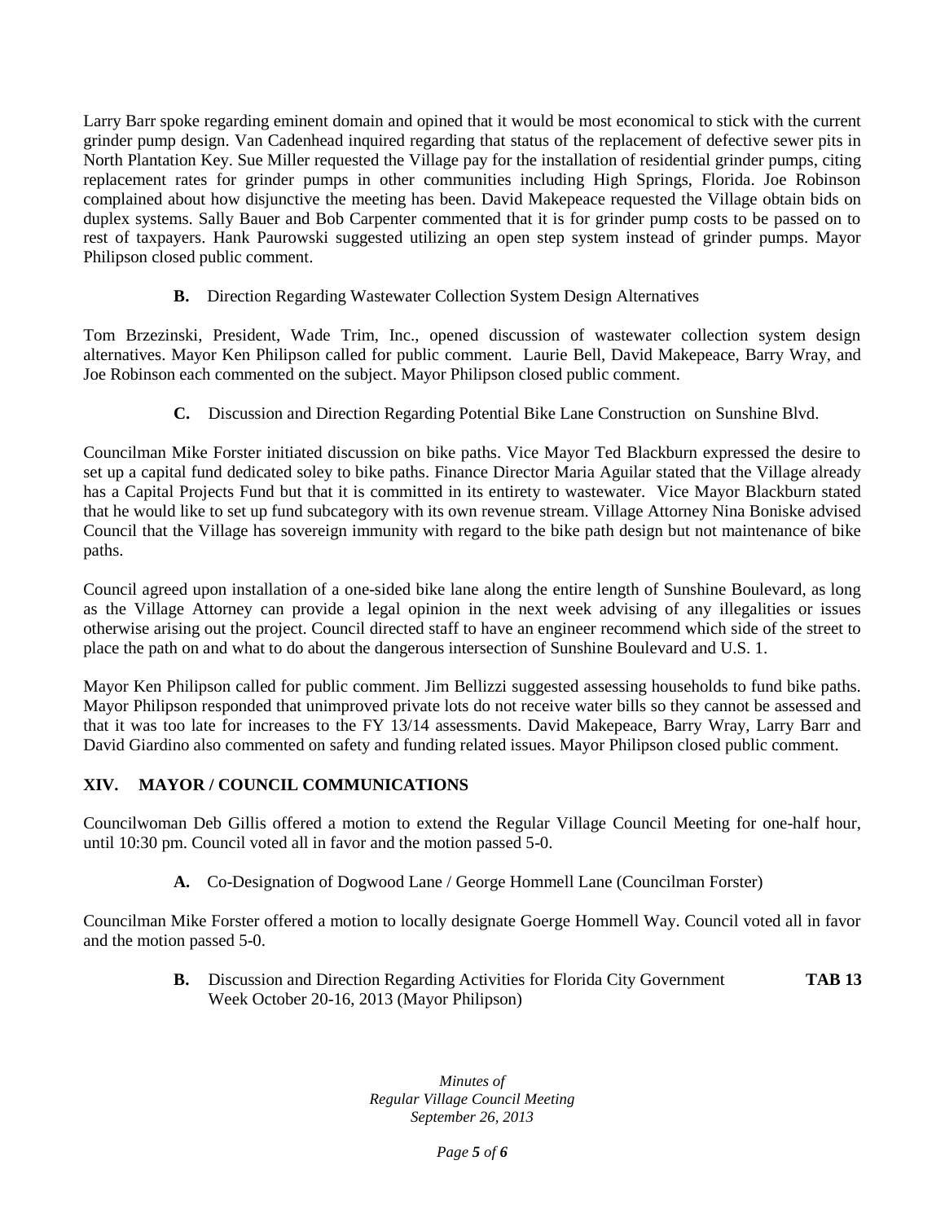Larry Barr spoke regarding eminent domain and opined that it would be most economical to stick with the current grinder pump design. Van Cadenhead inquired regarding that status of the replacement of defective sewer pits in North Plantation Key. Sue Miller requested the Village pay for the installation of residential grinder pumps, citing replacement rates for grinder pumps in other communities including High Springs, Florida. Joe Robinson complained about how disjunctive the meeting has been. David Makepeace requested the Village obtain bids on duplex systems. Sally Bauer and Bob Carpenter commented that it is for grinder pump costs to be passed on to rest of taxpayers. Hank Paurowski suggested utilizing an open step system instead of grinder pumps. Mayor Philipson closed public comment.

**B.** Direction Regarding Wastewater Collection System Design Alternatives

Tom Brzezinski, President, Wade Trim, Inc., opened discussion of wastewater collection system design alternatives. Mayor Ken Philipson called for public comment. Laurie Bell, David Makepeace, Barry Wray, and Joe Robinson each commented on the subject. Mayor Philipson closed public comment.

**C.** Discussion and Direction Regarding Potential Bike Lane Construction on Sunshine Blvd.

Councilman Mike Forster initiated discussion on bike paths. Vice Mayor Ted Blackburn expressed the desire to set up a capital fund dedicated soley to bike paths. Finance Director Maria Aguilar stated that the Village already has a Capital Projects Fund but that it is committed in its entirety to wastewater. Vice Mayor Blackburn stated that he would like to set up fund subcategory with its own revenue stream. Village Attorney Nina Boniske advised Council that the Village has sovereign immunity with regard to the bike path design but not maintenance of bike paths.

Council agreed upon installation of a one-sided bike lane along the entire length of Sunshine Boulevard, as long as the Village Attorney can provide a legal opinion in the next week advising of any illegalities or issues otherwise arising out the project. Council directed staff to have an engineer recommend which side of the street to place the path on and what to do about the dangerous intersection of Sunshine Boulevard and U.S. 1.

Mayor Ken Philipson called for public comment. Jim Bellizzi suggested assessing households to fund bike paths. Mayor Philipson responded that unimproved private lots do not receive water bills so they cannot be assessed and that it was too late for increases to the FY 13/14 assessments. David Makepeace, Barry Wray, Larry Barr and David Giardino also commented on safety and funding related issues. Mayor Philipson closed public comment.

## XIV. MAYOR / COUNCIL COMMUNICATIONS

Councilwoman Deb Gillis offered a motion to extend the Regular Village Council Meeting for one-half hour, until 10:30 pm. Council voted all in favor and the motion passed 5-0.

**A.** Co-Designation of Dogwood Lane / George Hommell Lane (Councilman Forster)

Councilman Mike Forster offered a motion to locally designate Goerge Hommell Way. Council voted all in favor and the motion passed 5-0.

**B.** Discussion and Direction Regarding Activities for Florida City Government Week October 20-16, 2013 (Mayor Philipson) **TAB 13**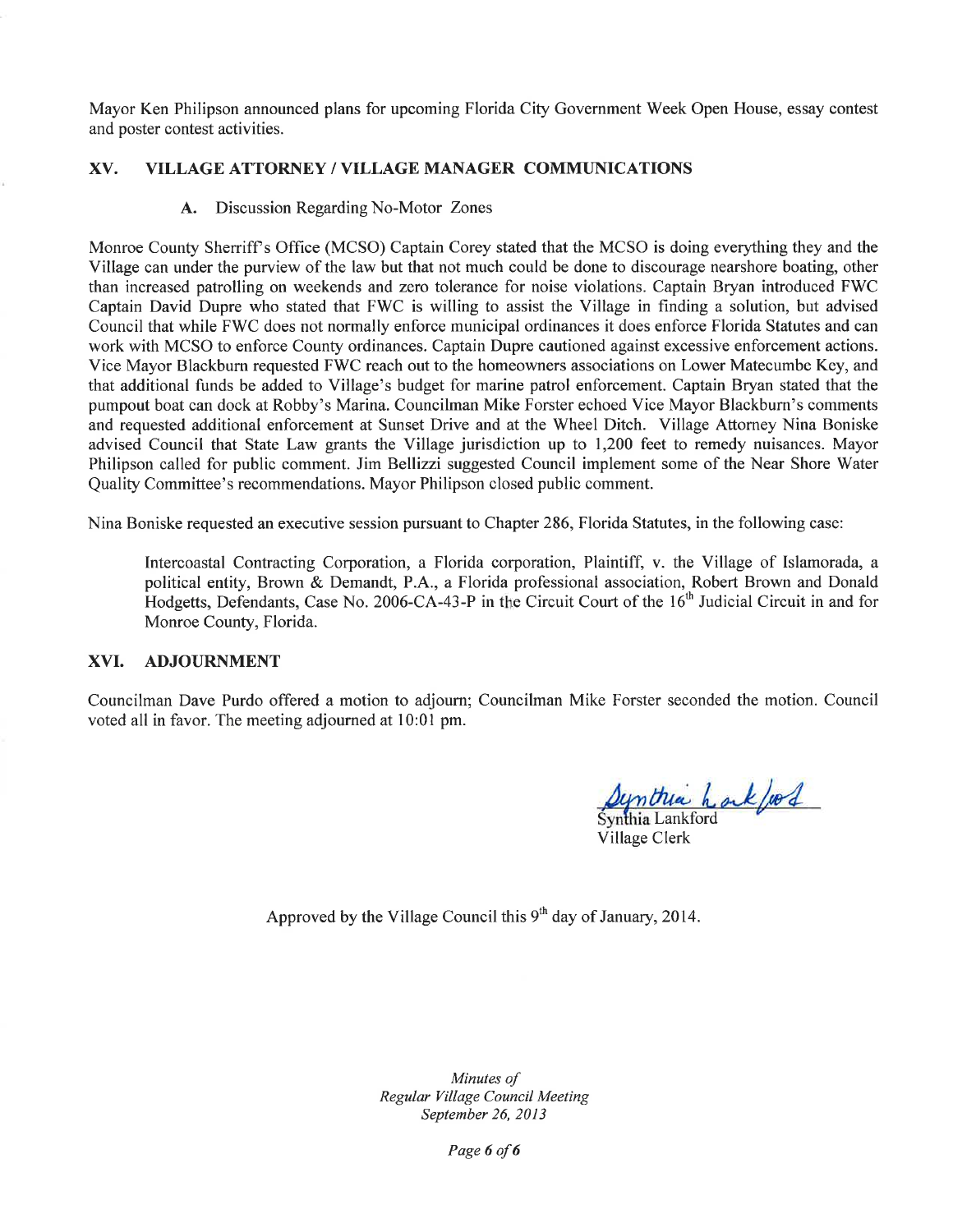Mayor Ken Philipson announced plans for upcoming Florida City Government Week Open House, essay contest and poster contest activities.

## XV. VILLAGE ATTORNEY / VILLAGE MANAGER COMMUNICATIONS

### A. Discussion Regarding No-Motor Zones

Monroe County Sherriff's Office (MCSO) Captain Corey stated that the MCSO is doing everything they and the Village can under the purview of the law but that not much could be done to discourage nearshore boating, other than increased patrolling on weekends and zero tolerance for noise violations. Captain Bryan introduced FWC Captain David Dupre who stated that FWC is willing to assist the Village in finding a solution, but advised Council that while FWC does not normally enforce municipal ordinances it does enforce Florida Statutes and can work with MCSO to enforce County ordinances. Captain Dupre cautioned against excessive enforcement actions. Vice Mayor Blackburn requested FWC reach out to the homeowners associations on Lower Matecumbe Key, and that additional funds be added to Village's budget for marine patrol enforcement. Captain Bryan stated that the pumpout boat can dock at Robby's Marina. Councilman Mike Forster echoed Vice Mayor Blackburn's comments and requested additional enforcement at Sunset Drive and at the Wheel Ditch. Village Attorney Nina Boniske advised Council that State Law grants the Village jurisdiction up to 1,200 feet to remedy nuisances. Mayor Philipson called for public comment. Jim Bellizzi suggested Council implement some of the Near Shore Water Quality Committee's recommendations. Mayor Philipson closed public comment.

Nina Boniske requested an executive session pursuant to Chapter 286, Florida Statutes, in the following case:

> Intercoastal Contracting Corporation, a Florida corporation, Plaintiff, v. the Village of Islamorada, a political entity, Brown & Demandt, P.A., a Florida professional association, Robert Brown and Donald Hodgetts, Defendants, Case No. 2006-CA-43-P in the Circuit Court of the 16th Judicial Circuit in and for Monroe County, Florida.

## XVI. ADJOURNMENT

Councilman Dave Purdo offered a motion to adjourn; Councilman Mike Forster seconded the motion. Council voted all in favor. The meeting adjourned at 10:01 pm.

Synthia Lankford
Village Clerk

Approved by the Village Council this 9th day of January, 2014.

*Minutes of*
*Regular Village Council Meeting*
*September 26, 2013*